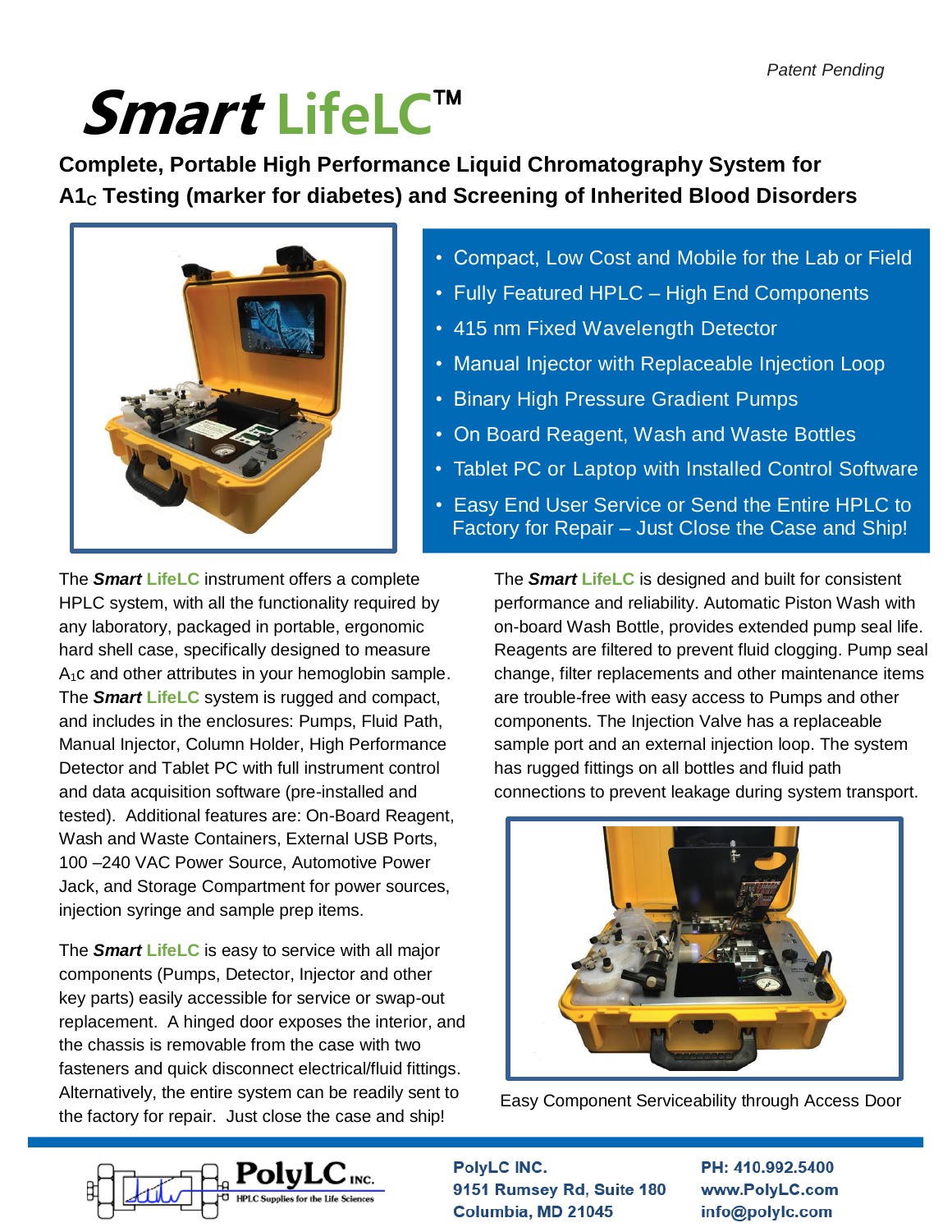*Patent Pending*

# ***Smart*** **LifeLC™**

## Complete, Portable High Performance Liquid Chromatography System for $A1_C$ Testing (marker for diabetes) and Screening of Inherited Blood Disorders

- Compact, Low Cost and Mobile for the Lab or Field
- Fully Featured HPLC – High End Components
- 415 nm Fixed Wavelength Detector
- Manual Injector with Replaceable Injection Loop
- Binary High Pressure Gradient Pumps
- On Board Reagent, Wash and Waste Bottles
- Tablet PC or Laptop with Installed Control Software
- Easy End User Service or Send the Entire HPLC to Factory for Repair – Just Close the Case and Ship!

The ***Smart*** **LifeLC** instrument offers a complete HPLC system, with all the functionality required by any laboratory, packaged in portable, ergonomic hard shell case, specifically designed to measure $A_1c$ and other attributes in your hemoglobin sample. The ***Smart*** **LifeLC** system is rugged and compact, and includes in the enclosures: Pumps, Fluid Path, Manual Injector, Column Holder, High Performance Detector and Tablet PC with full instrument control and data acquisition software (pre-installed and tested). Additional features are: On-Board Reagent, Wash and Waste Containers, External USB Ports, 100 –240 VAC Power Source, Automotive Power Jack, and Storage Compartment for power sources, injection syringe and sample prep items.

The ***Smart*** **LifeLC** is easy to service with all major components (Pumps, Detector, Injector and other key parts) easily accessible for service or swap-out replacement. A hinged door exposes the interior, and the chassis is removable from the case with two fasteners and quick disconnect electrical/fluid fittings. Alternatively, the entire system can be readily sent to the factory for repair. Just close the case and ship!

The ***Smart*** **LifeLC** is designed and built for consistent performance and reliability. Automatic Piston Wash with on-board Wash Bottle, provides extended pump seal life. Reagents are filtered to prevent fluid clogging. Pump seal change, filter replacements and other maintenance items are trouble-free with easy access to Pumps and other components. The Injection Valve has a replaceable sample port and an external injection loop. The system has rugged fittings on all bottles and fluid path connections to prevent leakage during system transport.

Easy Component Serviceability through Access Door

**PolyLC INC.** HPLC Supplies for the Life Sciences

**PolyLC INC.**
**9151 Rumsey Rd, Suite 180**
**Columbia, MD 21045**

**PH: 410.992.5400**
**www.PolyLC.com**
**info@polylc.com**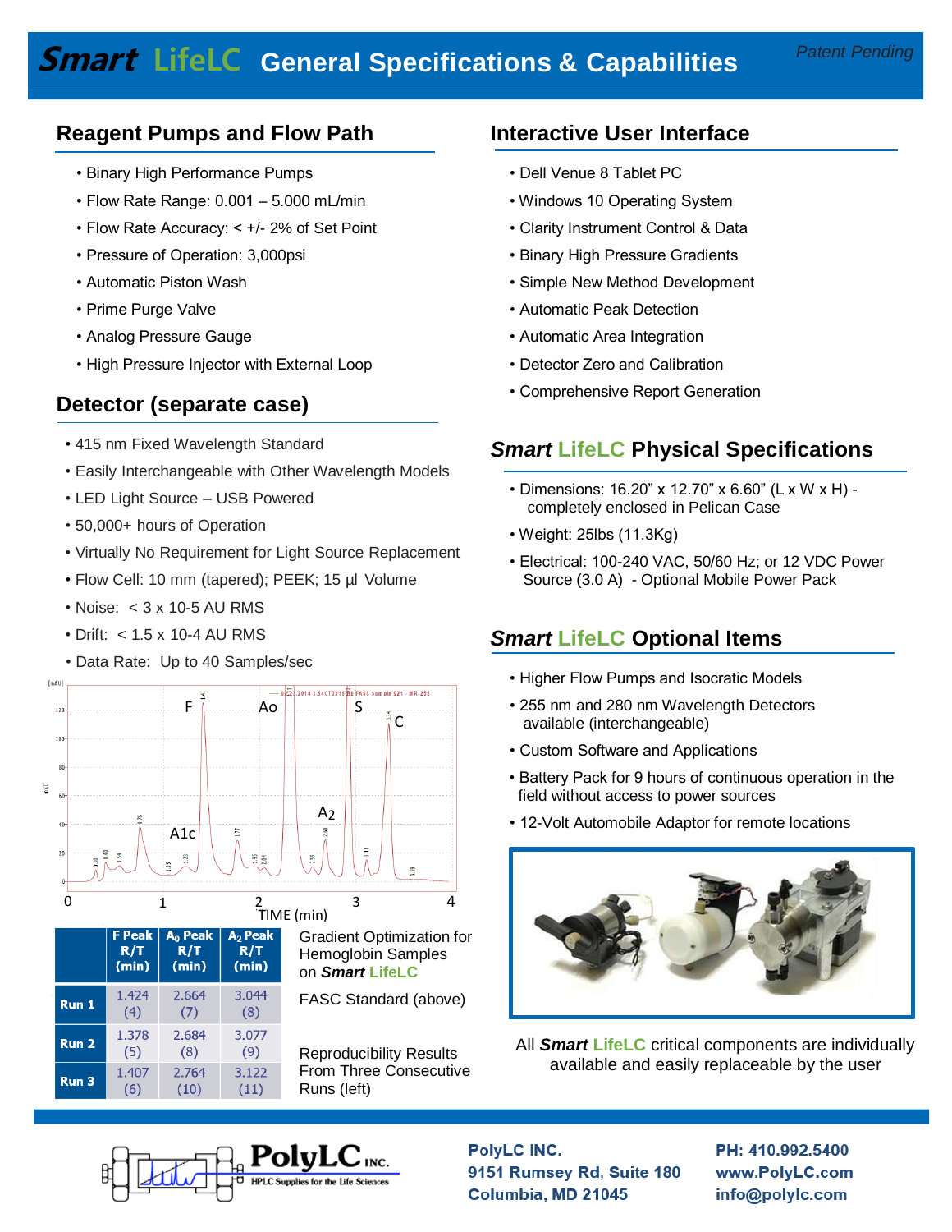# *Smart* LifeLC General Specifications & Capabilities

*Patent Pending*

## Reagent Pumps and Flow Path

- Binary High Performance Pumps
- Flow Rate Range: 0.001 – 5.000 mL/min
- Flow Rate Accuracy: < +/- 2% of Set Point
- Pressure of Operation: 3,000psi
- Automatic Piston Wash
- Prime Purge Valve
- Analog Pressure Gauge
- High Pressure Injector with External Loop

## Detector (separate case)

- 415 nm Fixed Wavelength Standard
- Easily Interchangeable with Other Wavelength Models
- LED Light Source – USB Powered
- 50,000+ hours of Operation
- Virtually No Requirement for Light Source Replacement
- Flow Cell: 10 mm (tapered); PEEK; 15 µl Volume
- Noise: < 3 x 10-5 AU RMS
- Drift: < 1.5 x 10-4 AU RMS
- Data Rate: Up to 40 Samples/sec

F
Ao
S
C
A2
A1c
0
1
2
3
4
TIME (min)

| | F Peak R/T (min) | $A_0$ Peak R/T (min) | $A_2$ Peak R/T (min) |
|---|---|---|---|
| Run 1 | 1.424 (4) | 2.664 (7) | 3.044 (8) |
| Run 2 | 1.378 (5) | 2.684 (8) | 3.077 (9) |
| Run 3 | 1.407 (6) | 2.764 (10) | 3.122 (11) |

Gradient Optimization for Hemoglobin Samples on ***Smart*** **LifeLC**

FASC Standard (above)

Reproducibility Results From Three Consecutive Runs (left)

## Interactive User Interface

- Dell Venue 8 Tablet PC
- Windows 10 Operating System
- Clarity Instrument Control & Data
- Binary High Pressure Gradients
- Simple New Method Development
- Automatic Peak Detection
- Automatic Area Integration
- Detector Zero and Calibration
- Comprehensive Report Generation

## *Smart* LifeLC Physical Specifications

- Dimensions: 16.20" x 12.70" x 6.60" (L x W x H) - completely enclosed in Pelican Case
- Weight: 25lbs (11.3Kg)
- Electrical: 100-240 VAC, 50/60 Hz; or 12 VDC Power Source (3.0 A) - Optional Mobile Power Pack

## *Smart* LifeLC Optional Items

- Higher Flow Pumps and Isocratic Models
- 255 nm and 280 nm Wavelength Detectors available (interchangeable)
- Custom Software and Applications
- Battery Pack for 9 hours of continuous operation in the field without access to power sources
- 12-Volt Automobile Adaptor for remote locations

All ***Smart*** **LifeLC** critical components are individually available and easily replaceable by the user

PolyLC INC.
HPLC Supplies for the Life Sciences

**PolyLC INC.**
**9151 Rumsey Rd, Suite 180**
**Columbia, MD 21045**

**PH: 410.992.5400**
**www.PolyLC.com**
**info@polylc.com**